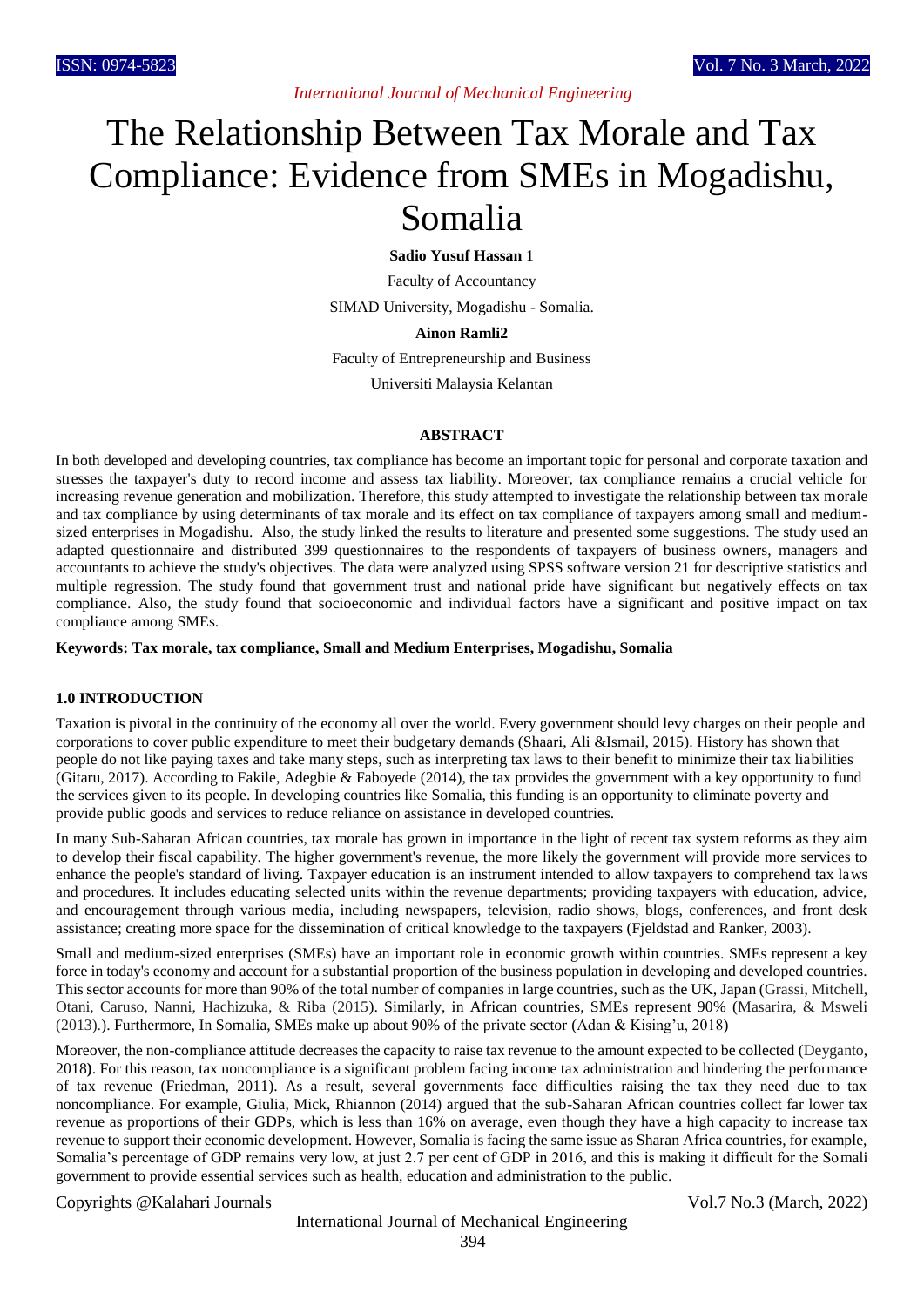# The Relationship Between Tax Morale and Tax Compliance: Evidence from SMEs in Mogadishu, Somalia

**Sadio Yusuf Hassan** 1

Faculty of Accountancy

SIMAD University, Mogadishu - Somalia.

**Ainon Ramli2**

Faculty of Entrepreneurship and Business

Universiti Malaysia Kelantan

## ABSTRACT

In both developed and developing countries, tax compliance has become an important topic for personal and corporate taxation and stresses the taxpayer's duty to record income and assess tax liability. Moreover, tax compliance remains a crucial vehicle for increasing revenue generation and mobilization. Therefore, this study attempted to investigate the relationship between tax morale and tax compliance by using determinants of tax morale and its effect on tax compliance of taxpayers among small and medium-sized enterprises in Mogadishu. Also, the study linked the results to literature and presented some suggestions. The study used an adapted questionnaire and distributed 399 questionnaires to the respondents of taxpayers of business owners, managers and accountants to achieve the study's objectives. The data were analyzed using SPSS software version 21 for descriptive statistics and multiple regression. The study found that government trust and national pride have significant but negatively effects on tax compliance. Also, the study found that socioeconomic and individual factors have a significant and positive impact on tax compliance among SMEs.

**Keywords: Tax morale, tax compliance, Small and Medium Enterprises, Mogadishu, Somalia**

## 1.0 INTRODUCTION

Taxation is pivotal in the continuity of the economy all over the world. Every government should levy charges on their people and corporations to cover public expenditure to meet their budgetary demands (Shaari, Ali &Ismail, 2015). History has shown that people do not like paying taxes and take many steps, such as interpreting tax laws to their benefit to minimize their tax liabilities (Gitaru, 2017). According to Fakile, Adegbie & Faboyede (2014), the tax provides the government with a key opportunity to fund the services given to its people. In developing countries like Somalia, this funding is an opportunity to eliminate poverty and provide public goods and services to reduce reliance on assistance in developed countries.

In many Sub-Saharan African countries, tax morale has grown in importance in the light of recent tax system reforms as they aim to develop their fiscal capability. The higher government's revenue, the more likely the government will provide more services to enhance the people's standard of living. Taxpayer education is an instrument intended to allow taxpayers to comprehend tax laws and procedures. It includes educating selected units within the revenue departments; providing taxpayers with education, advice, and encouragement through various media, including newspapers, television, radio shows, blogs, conferences, and front desk assistance; creating more space for the dissemination of critical knowledge to the taxpayers (Fjeldstad and Ranker, 2003).

Small and medium-sized enterprises (SMEs) have an important role in economic growth within countries. SMEs represent a key force in today's economy and account for a substantial proportion of the business population in developing and developed countries. This sector accounts for more than 90% of the total number of companies in large countries, such as the UK, Japan (Grassi, Mitchell, Otani, Caruso, Nanni, Hachizuka, & Riba (2015). Similarly, in African countries, SMEs represent 90% (Masarira, & Msweli (2013).). Furthermore, In Somalia, SMEs make up about 90% of the private sector (Adan & Kising'u, 2018)

Moreover, the non-compliance attitude decreases the capacity to raise tax revenue to the amount expected to be collected (Deyganto, 2018**)**. For this reason, tax noncompliance is a significant problem facing income tax administration and hindering the performance of tax revenue (Friedman, 2011). As a result, several governments face difficulties raising the tax they need due to tax noncompliance. For example, Giulia, Mick, Rhiannon (2014) argued that the sub-Saharan African countries collect far lower tax revenue as proportions of their GDPs, which is less than 16% on average, even though they have a high capacity to increase tax revenue to support their economic development. However, Somalia is facing the same issue as Sharan Africa countries, for example, Somalia's percentage of GDP remains very low, at just 2.7 per cent of GDP in 2016, and this is making it difficult for the Somali government to provide essential services such as health, education and administration to the public.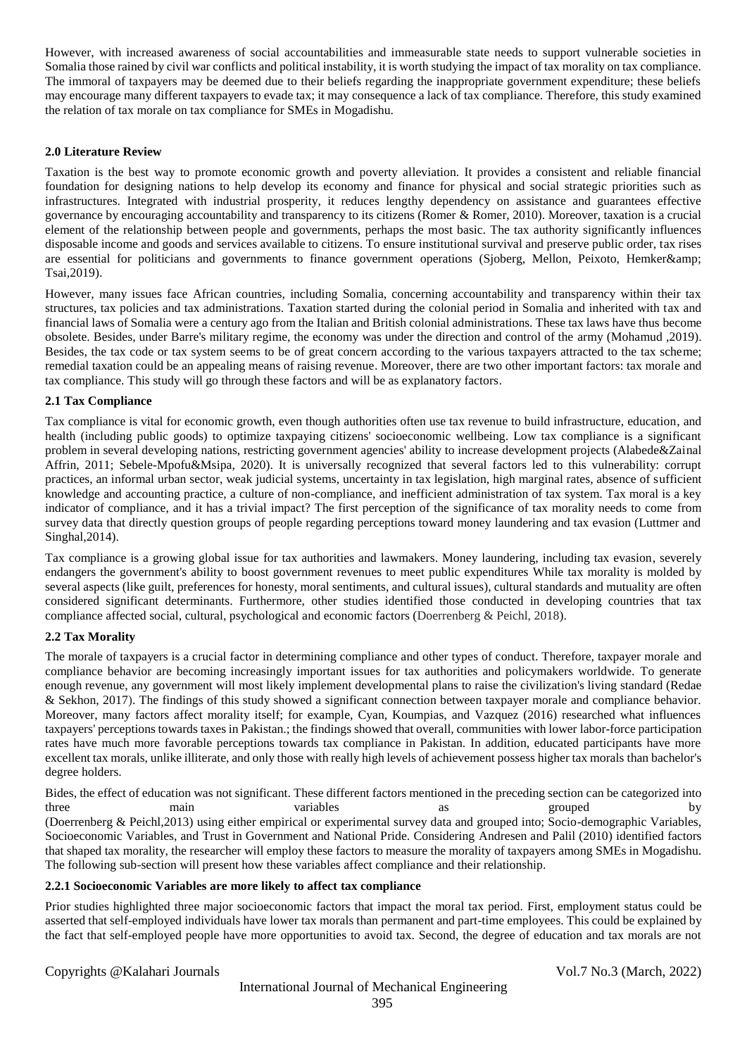However, with increased awareness of social accountabilities and immeasurable state needs to support vulnerable societies in Somalia those rained by civil war conflicts and political instability, it is worth studying the impact of tax morality on tax compliance. The immoral of taxpayers may be deemed due to their beliefs regarding the inappropriate government expenditure; these beliefs may encourage many different taxpayers to evade tax; it may consequence a lack of tax compliance. Therefore, this study examined the relation of tax morale on tax compliance for SMEs in Mogadishu.

## 2.0 Literature Review

Taxation is the best way to promote economic growth and poverty alleviation. It provides a consistent and reliable financial foundation for designing nations to help develop its economy and finance for physical and social strategic priorities such as infrastructures. Integrated with industrial prosperity, it reduces lengthy dependency on assistance and guarantees effective governance by encouraging accountability and transparency to its citizens (Romer & Romer, 2010). Moreover, taxation is a crucial element of the relationship between people and governments, perhaps the most basic. The tax authority significantly influences disposable income and goods and services available to citizens. To ensure institutional survival and preserve public order, tax rises are essential for politicians and governments to finance government operations (Sjoberg, Mellon, Peixoto, Hemker&amp; Tsai,2019).

However, many issues face African countries, including Somalia, concerning accountability and transparency within their tax structures, tax policies and tax administrations. Taxation started during the colonial period in Somalia and inherited with tax and financial laws of Somalia were a century ago from the Italian and British colonial administrations. These tax laws have thus become obsolete. Besides, under Barre's military regime, the economy was under the direction and control of the army (Mohamud ,2019). Besides, the tax code or tax system seems to be of great concern according to the various taxpayers attracted to the tax scheme; remedial taxation could be an appealing means of raising revenue. Moreover, there are two other important factors: tax morale and tax compliance. This study will go through these factors and will be as explanatory factors.

### 2.1 Tax Compliance

Tax compliance is vital for economic growth, even though authorities often use tax revenue to build infrastructure, education, and health (including public goods) to optimize taxpaying citizens' socioeconomic wellbeing. Low tax compliance is a significant problem in several developing nations, restricting government agencies' ability to increase development projects (Alabede&Zainal Affrin, 2011; Sebele-Mpofu&Msipa, 2020). It is universally recognized that several factors led to this vulnerability: corrupt practices, an informal urban sector, weak judicial systems, uncertainty in tax legislation, high marginal rates, absence of sufficient knowledge and accounting practice, a culture of non-compliance, and inefficient administration of tax system. Tax moral is a key indicator of compliance, and it has a trivial impact? The first perception of the significance of tax morality needs to come from survey data that directly question groups of people regarding perceptions toward money laundering and tax evasion (Luttmer and Singhal,2014).

Tax compliance is a growing global issue for tax authorities and lawmakers. Money laundering, including tax evasion, severely endangers the government's ability to boost government revenues to meet public expenditures While tax morality is molded by several aspects (like guilt, preferences for honesty, moral sentiments, and cultural issues), cultural standards and mutuality are often considered significant determinants. Furthermore, other studies identified those conducted in developing countries that tax compliance affected social, cultural, psychological and economic factors (Doerrenberg & Peichl, 2018).

### 2.2 Tax Morality

The morale of taxpayers is a crucial factor in determining compliance and other types of conduct. Therefore, taxpayer morale and compliance behavior are becoming increasingly important issues for tax authorities and policymakers worldwide. To generate enough revenue, any government will most likely implement developmental plans to raise the civilization's living standard (Redae & Sekhon, 2017). The findings of this study showed a significant connection between taxpayer morale and compliance behavior. Moreover, many factors affect morality itself; for example, Cyan, Koumpias, and Vazquez (2016) researched what influences taxpayers' perceptions towards taxes in Pakistan.; the findings showed that overall, communities with lower labor-force participation rates have much more favorable perceptions towards tax compliance in Pakistan. In addition, educated participants have more excellent tax morals, unlike illiterate, and only those with really high levels of achievement possess higher tax morals than bachelor's degree holders.

Bides, the effect of education was not significant. These different factors mentioned in the preceding section can be categorized into three main variables as grouped by (Doerrenberg & Peichl,2013) using either empirical or experimental survey data and grouped into; Socio-demographic Variables, Socioeconomic Variables, and Trust in Government and National Pride. Considering Andresen and Palil (2010) identified factors that shaped tax morality, the researcher will employ these factors to measure the morality of taxpayers among SMEs in Mogadishu. The following sub-section will present how these variables affect compliance and their relationship.

#### 2.2.1 Socioeconomic Variables are more likely to affect tax compliance

Prior studies highlighted three major socioeconomic factors that impact the moral tax period. First, employment status could be asserted that self-employed individuals have lower tax morals than permanent and part-time employees. This could be explained by the fact that self-employed people have more opportunities to avoid tax. Second, the degree of education and tax morals are not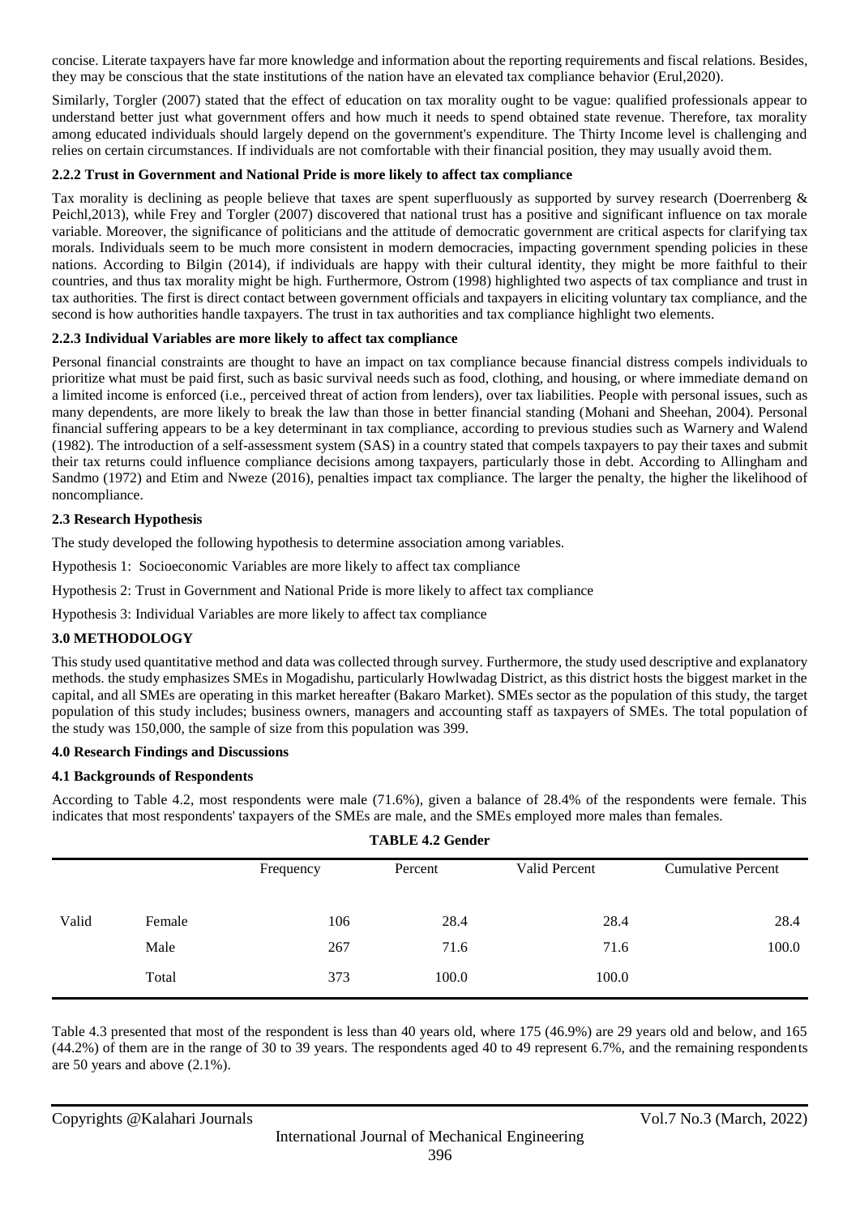concise. Literate taxpayers have far more knowledge and information about the reporting requirements and fiscal relations. Besides, they may be conscious that the state institutions of the nation have an elevated tax compliance behavior (Erul,2020).

Similarly, Torgler (2007) stated that the effect of education on tax morality ought to be vague: qualified professionals appear to understand better just what government offers and how much it needs to spend obtained state revenue. Therefore, tax morality among educated individuals should largely depend on the government's expenditure. The Thirty Income level is challenging and relies on certain circumstances. If individuals are not comfortable with their financial position, they may usually avoid them.

### 2.2.2 Trust in Government and National Pride is more likely to affect tax compliance

Tax morality is declining as people believe that taxes are spent superfluously as supported by survey research (Doerrenberg & Peichl,2013), while Frey and Torgler (2007) discovered that national trust has a positive and significant influence on tax morale variable. Moreover, the significance of politicians and the attitude of democratic government are critical aspects for clarifying tax morals. Individuals seem to be much more consistent in modern democracies, impacting government spending policies in these nations. According to Bilgin (2014), if individuals are happy with their cultural identity, they might be more faithful to their countries, and thus tax morality might be high. Furthermore, Ostrom (1998) highlighted two aspects of tax compliance and trust in tax authorities. The first is direct contact between government officials and taxpayers in eliciting voluntary tax compliance, and the second is how authorities handle taxpayers. The trust in tax authorities and tax compliance highlight two elements.

### 2.2.3 Individual Variables are more likely to affect tax compliance

Personal financial constraints are thought to have an impact on tax compliance because financial distress compels individuals to prioritize what must be paid first, such as basic survival needs such as food, clothing, and housing, or where immediate demand on a limited income is enforced (i.e., perceived threat of action from lenders), over tax liabilities. People with personal issues, such as many dependents, are more likely to break the law than those in better financial standing (Mohani and Sheehan, 2004). Personal financial suffering appears to be a key determinant in tax compliance, according to previous studies such as Warnery and Walend (1982). The introduction of a self-assessment system (SAS) in a country stated that compels taxpayers to pay their taxes and submit their tax returns could influence compliance decisions among taxpayers, particularly those in debt. According to Allingham and Sandmo (1972) and Etim and Nweze (2016), penalties impact tax compliance. The larger the penalty, the higher the likelihood of noncompliance.

### 2.3 Research Hypothesis

The study developed the following hypothesis to determine association among variables.

Hypothesis 1: Socioeconomic Variables are more likely to affect tax compliance

Hypothesis 2: Trust in Government and National Pride is more likely to affect tax compliance

Hypothesis 3: Individual Variables are more likely to affect tax compliance

## 3.0 METHODOLOGY

This study used quantitative method and data was collected through survey. Furthermore, the study used descriptive and explanatory methods. the study emphasizes SMEs in Mogadishu, particularly Howlwadag District, as this district hosts the biggest market in the capital, and all SMEs are operating in this market hereafter (Bakaro Market). SMEs sector as the population of this study, the target population of this study includes; business owners, managers and accounting staff as taxpayers of SMEs. The total population of the study was 150,000, the sample of size from this population was 399.

## 4.0 Research Findings and Discussions

### 4.1 Backgrounds of Respondents

According to Table 4.2, most respondents were male (71.6%), given a balance of 28.4% of the respondents were female. This indicates that most respondents' taxpayers of the SMEs are male, and the SMEs employed more males than females.

**TABLE 4.2 Gender**

| | | Frequency | Percent | Valid Percent | Cumulative Percent |
|---|---|---|---|---|---|
| Valid | Female | 106 | 28.4 | 28.4 | 28.4 |
| | Male | 267 | 71.6 | 71.6 | 100.0 |
| | Total | 373 | 100.0 | 100.0 | |

Table 4.3 presented that most of the respondent is less than 40 years old, where 175 (46.9%) are 29 years old and below, and 165 (44.2%) of them are in the range of 30 to 39 years. The respondents aged 40 to 49 represent 6.7%, and the remaining respondents are 50 years and above (2.1%).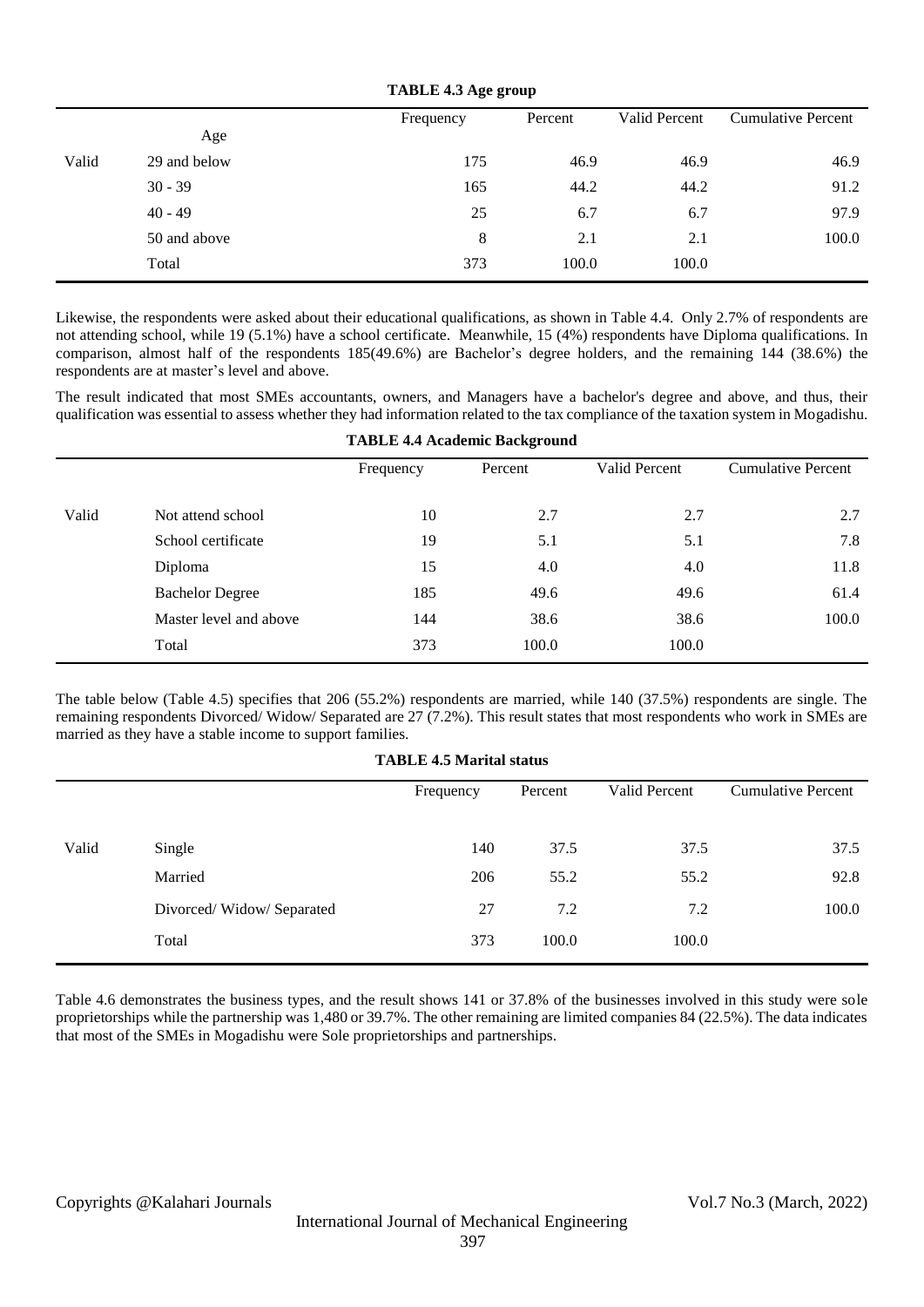**TABLE 4.3 Age group**

| | Age | Frequency | Percent | Valid Percent | Cumulative Percent |
|---|---|---|---|---|---|
| Valid | 29 and below | 175 | 46.9 | 46.9 | 46.9 |
| | 30 - 39 | 165 | 44.2 | 44.2 | 91.2 |
| | 40 - 49 | 25 | 6.7 | 6.7 | 97.9 |
| | 50 and above | 8 | 2.1 | 2.1 | 100.0 |
| | Total | 373 | 100.0 | 100.0 | |

Likewise, the respondents were asked about their educational qualifications, as shown in Table 4.4. Only 2.7% of respondents are not attending school, while 19 (5.1%) have a school certificate. Meanwhile, 15 (4%) respondents have Diploma qualifications. In comparison, almost half of the respondents 185(49.6%) are Bachelor's degree holders, and the remaining 144 (38.6%) the respondents are at master's level and above.

The result indicated that most SMEs accountants, owners, and Managers have a bachelor's degree and above, and thus, their qualification was essential to assess whether they had information related to the tax compliance of the taxation system in Mogadishu.

**TABLE 4.4 Academic Background**

| | | Frequency | Percent | Valid Percent | Cumulative Percent |
|---|---|---|---|---|---|
| Valid | Not attend school | 10 | 2.7 | 2.7 | 2.7 |
| | School certificate | 19 | 5.1 | 5.1 | 7.8 |
| | Diploma | 15 | 4.0 | 4.0 | 11.8 |
| | Bachelor Degree | 185 | 49.6 | 49.6 | 61.4 |
| | Master level and above | 144 | 38.6 | 38.6 | 100.0 |
| | Total | 373 | 100.0 | 100.0 | |

The table below (Table 4.5) specifies that 206 (55.2%) respondents are married, while 140 (37.5%) respondents are single. The remaining respondents Divorced/ Widow/ Separated are 27 (7.2%). This result states that most respondents who work in SMEs are married as they have a stable income to support families.

**TABLE 4.5 Marital status**

| | | Frequency | Percent | Valid Percent | Cumulative Percent |
|---|---|---|---|---|---|
| Valid | Single | 140 | 37.5 | 37.5 | 37.5 |
| | Married | 206 | 55.2 | 55.2 | 92.8 |
| | Divorced/ Widow/ Separated | 27 | 7.2 | 7.2 | 100.0 |
| | Total | 373 | 100.0 | 100.0 | |

Table 4.6 demonstrates the business types, and the result shows 141 or 37.8% of the businesses involved in this study were sole proprietorships while the partnership was 1,480 or 39.7%. The other remaining are limited companies 84 (22.5%). The data indicates that most of the SMEs in Mogadishu were Sole proprietorships and partnerships.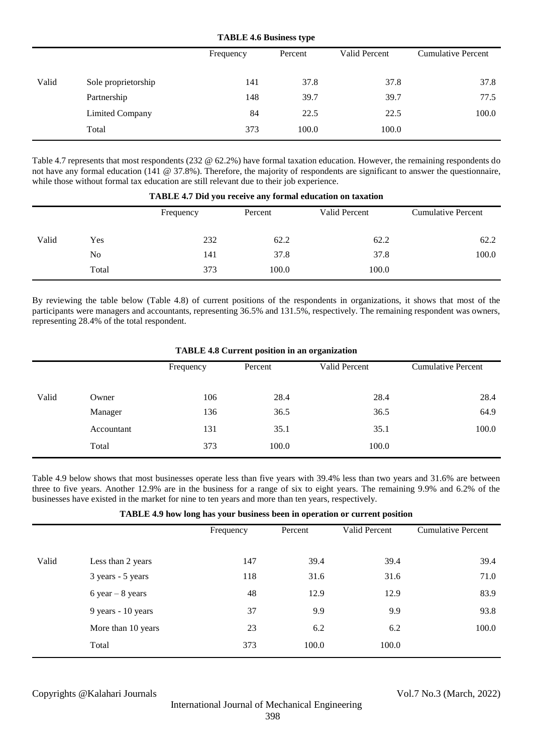**TABLE 4.6 Business type**

| | | Frequency | Percent | Valid Percent | Cumulative Percent |
|---|---|---|---|---|---|
| Valid | Sole proprietorship | 141 | 37.8 | 37.8 | 37.8 |
| | Partnership | 148 | 39.7 | 39.7 | 77.5 |
| | Limited Company | 84 | 22.5 | 22.5 | 100.0 |
| | Total | 373 | 100.0 | 100.0 | |

Table 4.7 represents that most respondents (232 @ 62.2%) have formal taxation education. However, the remaining respondents do not have any formal education (141 @ 37.8%). Therefore, the majority of respondents are significant to answer the questionnaire, while those without formal tax education are still relevant due to their job experience.

**TABLE 4.7 Did you receive any formal education on taxation**

| | | Frequency | Percent | Valid Percent | Cumulative Percent |
|---|---|---|---|---|---|
| Valid | Yes | 232 | 62.2 | 62.2 | 62.2 |
| | No | 141 | 37.8 | 37.8 | 100.0 |
| | Total | 373 | 100.0 | 100.0 | |

By reviewing the table below (Table 4.8) of current positions of the respondents in organizations, it shows that most of the participants were managers and accountants, representing 36.5% and 131.5%, respectively. The remaining respondent was owners, representing 28.4% of the total respondent.

**TABLE 4.8 Current position in an organization**

| | | Frequency | Percent | Valid Percent | Cumulative Percent |
|---|---|---|---|---|---|
| Valid | Owner | 106 | 28.4 | 28.4 | 28.4 |
| | Manager | 136 | 36.5 | 36.5 | 64.9 |
| | Accountant | 131 | 35.1 | 35.1 | 100.0 |
| | Total | 373 | 100.0 | 100.0 | |

Table 4.9 below shows that most businesses operate less than five years with 39.4% less than two years and 31.6% are between three to five years. Another 12.9% are in the business for a range of six to eight years. The remaining 9.9% and 6.2% of the businesses have existed in the market for nine to ten years and more than ten years, respectively.

**TABLE 4.9 how long has your business been in operation or current position**

| | | Frequency | Percent | Valid Percent | Cumulative Percent |
|---|---|---|---|---|---|
| Valid | Less than 2 years | 147 | 39.4 | 39.4 | 39.4 |
| | 3 years - 5 years | 118 | 31.6 | 31.6 | 71.0 |
| | 6 year – 8 years | 48 | 12.9 | 12.9 | 83.9 |
| | 9 years - 10 years | 37 | 9.9 | 9.9 | 93.8 |
| | More than 10 years | 23 | 6.2 | 6.2 | 100.0 |
| | Total | 373 | 100.0 | 100.0 | |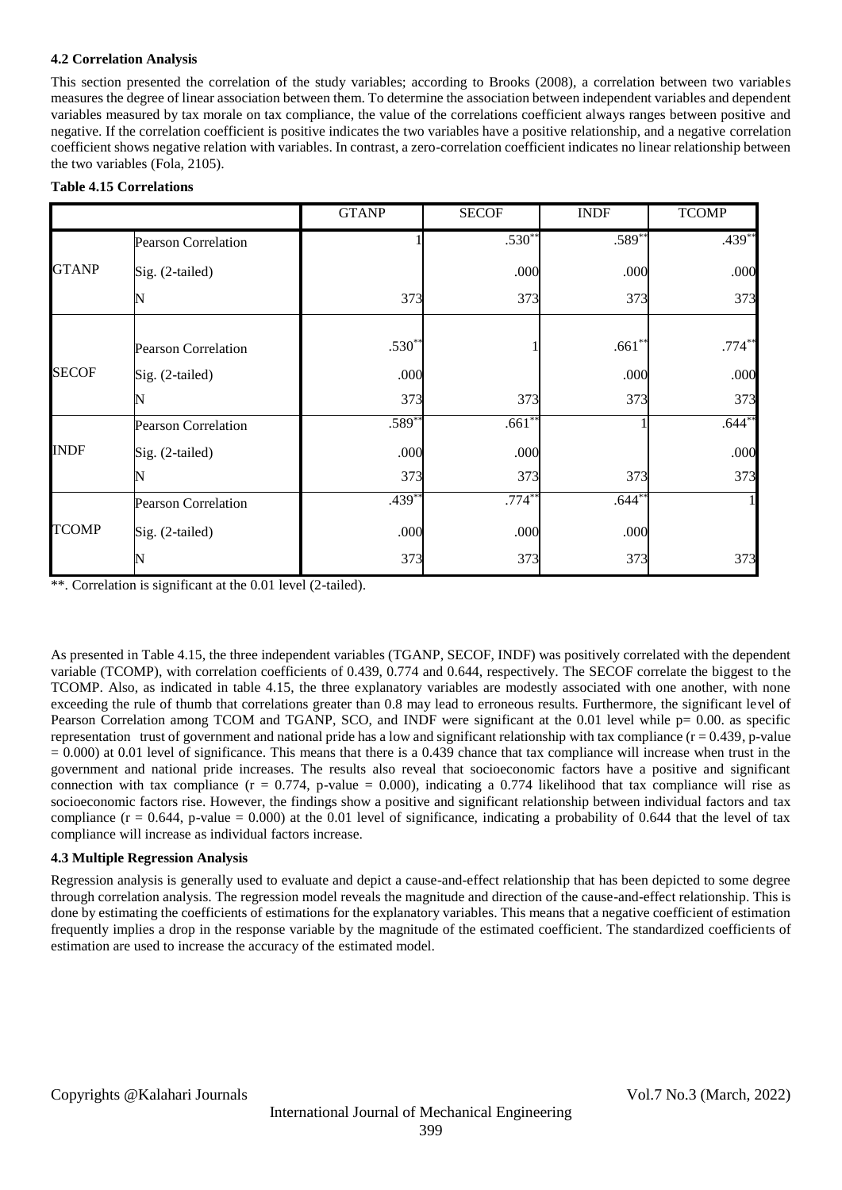### 4.2 Correlation Analysis

This section presented the correlation of the study variables; according to Brooks (2008), a correlation between two variables measures the degree of linear association between them. To determine the association between independent variables and dependent variables measured by tax morale on tax compliance, the value of the correlations coefficient always ranges between positive and negative. If the correlation coefficient is positive indicates the two variables have a positive relationship, and a negative correlation coefficient shows negative relation with variables. In contrast, a zero-correlation coefficient indicates no linear relationship between the two variables (Fola, 2105).

**Table 4.15 Correlations**

| | | GTANP | SECOF | INDF | TCOMP |
|---|---|---|---|---|---|
| GTANP | Pearson Correlation | 1 | .530** | .589** | .439** |
| | Sig. (2-tailed) | | .000 | .000 | .000 |
| | N | 373 | 373 | 373 | 373 |
| SECOF | Pearson Correlation | .530** | 1 | .661** | .774** |
| | Sig. (2-tailed) | .000 | | .000 | .000 |
| | N | 373 | 373 | 373 | 373 |
| INDF | Pearson Correlation | .589** | .661** | 1 | .644** |
| | Sig. (2-tailed) | .000 | .000 | | .000 |
| | N | 373 | 373 | 373 | 373 |
| TCOMP | Pearson Correlation | .439** | .774** | .644** | 1 |
| | Sig. (2-tailed) | .000 | .000 | .000 | |
| | N | 373 | 373 | 373 | 373 |

**. Correlation is significant at the 0.01 level (2-tailed).

As presented in Table 4.15, the three independent variables (TGANP, SECOF, INDF) was positively correlated with the dependent variable (TCOMP), with correlation coefficients of 0.439, 0.774 and 0.644, respectively. The SECOF correlate the biggest to the TCOMP. Also, as indicated in table 4.15, the three explanatory variables are modestly associated with one another, with none exceeding the rule of thumb that correlations greater than 0.8 may lead to erroneous results. Furthermore, the significant level of Pearson Correlation among TCOM and TGANP, SCO, and INDF were significant at the 0.01 level while p= 0.00. as specific representation trust of government and national pride has a low and significant relationship with tax compliance (r = 0.439, p-value = 0.000) at 0.01 level of significance. This means that there is a 0.439 chance that tax compliance will increase when trust in the government and national pride increases. The results also reveal that socioeconomic factors have a positive and significant connection with tax compliance (r = 0.774, p-value = 0.000), indicating a 0.774 likelihood that tax compliance will rise as socioeconomic factors rise. However, the findings show a positive and significant relationship between individual factors and tax compliance (r = 0.644, p-value = 0.000) at the 0.01 level of significance, indicating a probability of 0.644 that the level of tax compliance will increase as individual factors increase.

### 4.3 Multiple Regression Analysis

Regression analysis is generally used to evaluate and depict a cause-and-effect relationship that has been depicted to some degree through correlation analysis. The regression model reveals the magnitude and direction of the cause-and-effect relationship. This is done by estimating the coefficients of estimations for the explanatory variables. This means that a negative coefficient of estimation frequently implies a drop in the response variable by the magnitude of the estimated coefficient. The standardized coefficients of estimation are used to increase the accuracy of the estimated model.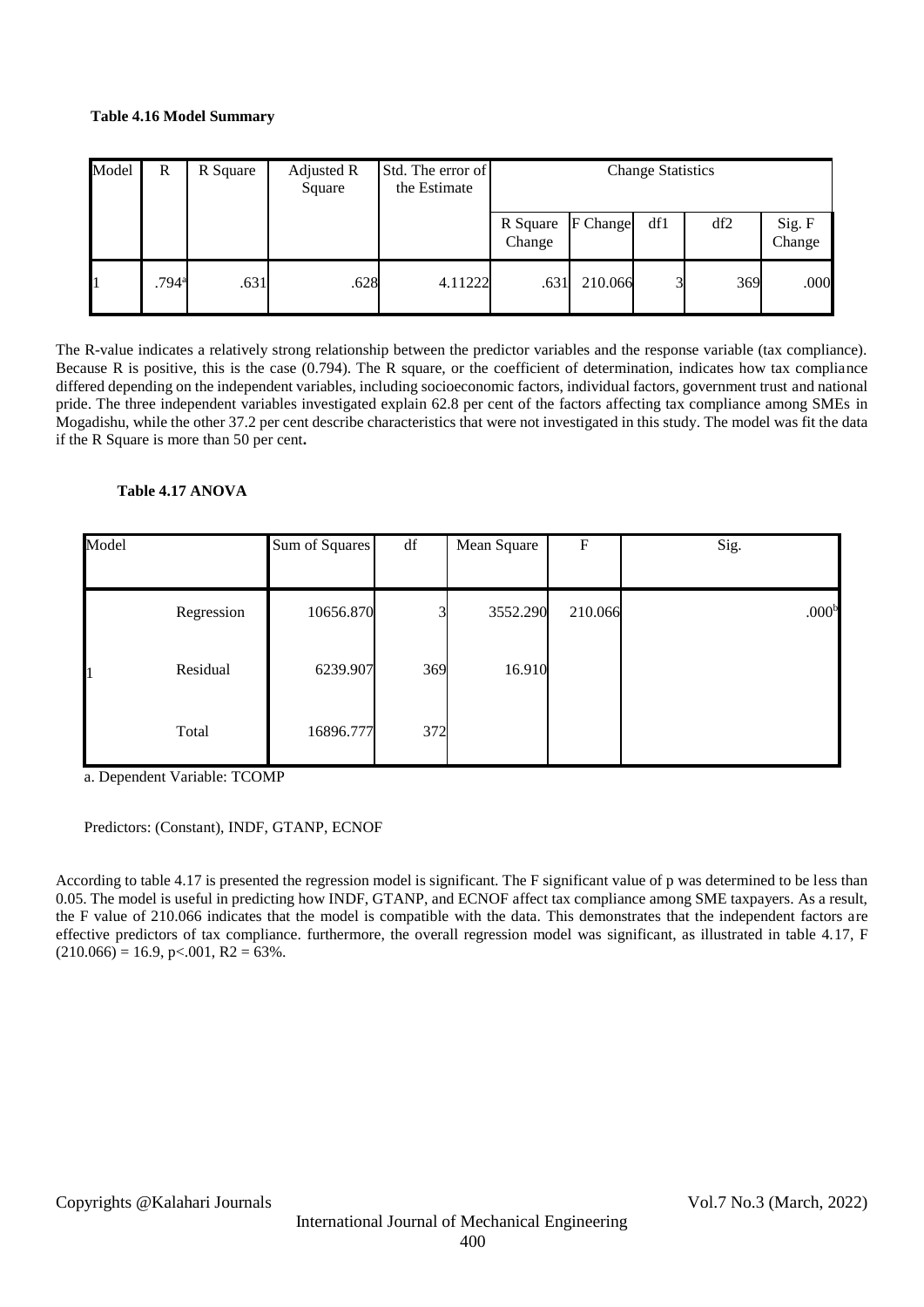**Table 4.16 Model Summary**

| Model | R | R Square | Adjusted R Square | Std. The error of the Estimate | Change Statistics | | | | |
|---|---|---|---|---|---|---|---|---|---|
| | | | | | R Square Change | F Change | df1 | df2 | Sig. F Change |
| 1 | .794[a] | .631 | .628 | 4.11222 | .631 | 210.066 | 3 | 369 | .000 |

The R-value indicates a relatively strong relationship between the predictor variables and the response variable (tax compliance). Because R is positive, this is the case (0.794). The R square, or the coefficient of determination, indicates how tax compliance differed depending on the independent variables, including socioeconomic factors, individual factors, government trust and national pride. The three independent variables investigated explain 62.8 per cent of the factors affecting tax compliance among SMEs in Mogadishu, while the other 37.2 per cent describe characteristics that were not investigated in this study. The model was fit the data if the R Square is more than 50 per cent**.**

**Table 4.17 ANOVA**

| Model | | Sum of Squares | df | Mean Square | F | Sig. |
|---|---|---|---|---|---|---|
| | Regression | 10656.870 | 3 | 3552.290 | 210.066 | .000[b] |
| 1 | Residual | 6239.907 | 369 | 16.910 | | |
| | Total | 16896.777 | 372 | | | |

a. Dependent Variable: TCOMP

Predictors: (Constant), INDF, GTANP, ECNOF

According to table 4.17 is presented the regression model is significant. The F significant value of p was determined to be less than 0.05. The model is useful in predicting how INDF, GTANP, and ECNOF affect tax compliance among SME taxpayers. As a result, the F value of 210.066 indicates that the model is compatible with the data. This demonstrates that the independent factors are effective predictors of tax compliance. furthermore, the overall regression model was significant, as illustrated in table 4.17, F $(210.066) = 16.9$, $p<.001$, $R2 = 63\%$.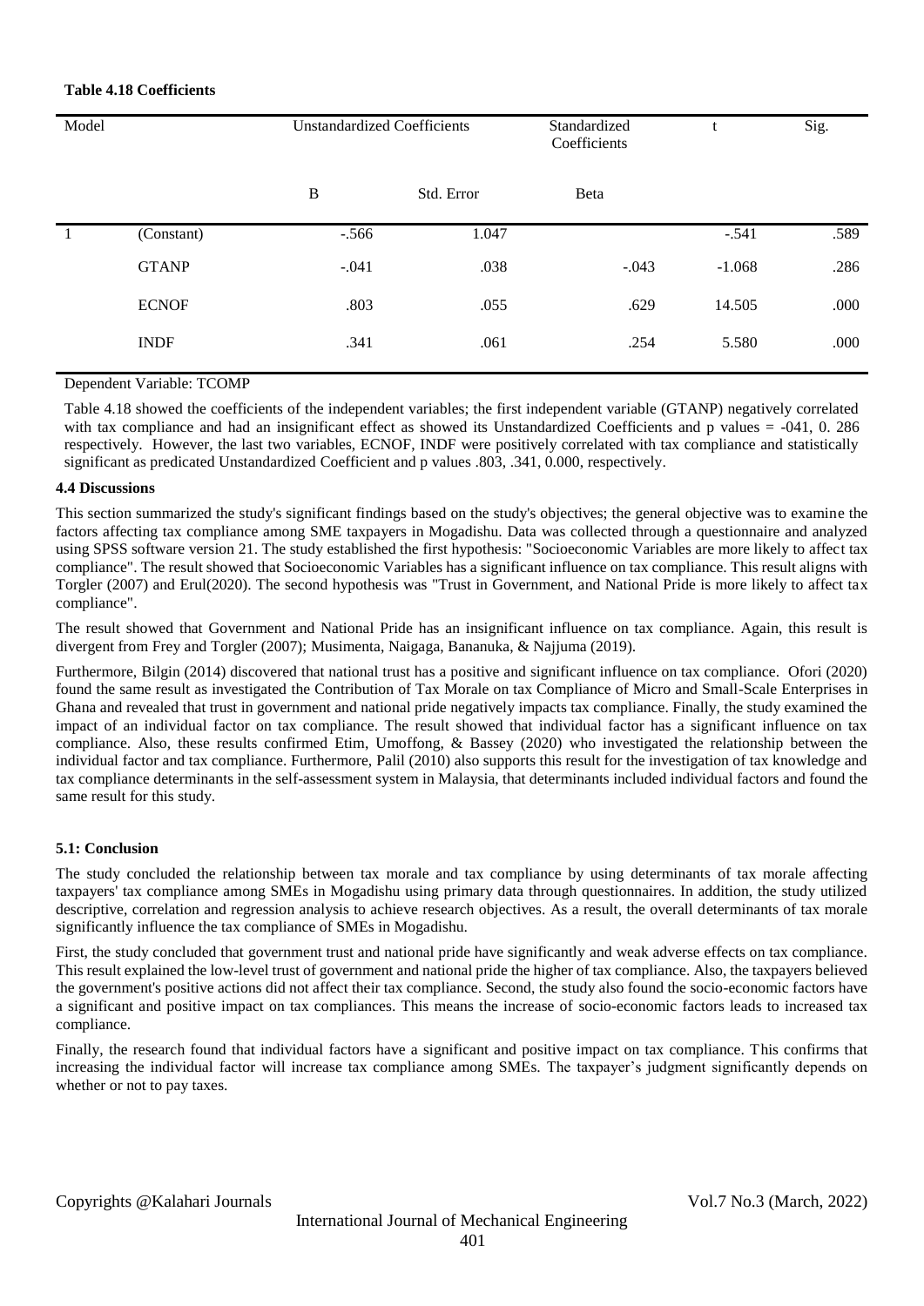**Table 4.18 Coefficients**

| Model | | Unstandardized Coefficients | | Standardized Coefficients | t | Sig. |
|---|---|---|---|---|---|---|
| | | B | Std. Error | Beta | | |
| 1 | (Constant) | -.566 | 1.047 | | -.541 | .589 |
| | GTANP | -.041 | .038 | -.043 | -1.068 | .286 |
| | ECNOF | .803 | .055 | .629 | 14.505 | .000 |
| | INDF | .341 | .061 | .254 | 5.580 | .000 |

Dependent Variable: TCOMP

Table 4.18 showed the coefficients of the independent variables; the first independent variable (GTANP) negatively correlated with tax compliance and had an insignificant effect as showed its Unstandardized Coefficients and p values = -041, 0. 286 respectively. However, the last two variables, ECNOF, INDF were positively correlated with tax compliance and statistically significant as predicated Unstandardized Coefficient and p values .803, .341, 0.000, respectively.

### 4.4 Discussions

This section summarized the study's significant findings based on the study's objectives; the general objective was to examine the factors affecting tax compliance among SME taxpayers in Mogadishu. Data was collected through a questionnaire and analyzed using SPSS software version 21. The study established the first hypothesis: "Socioeconomic Variables are more likely to affect tax compliance". The result showed that Socioeconomic Variables has a significant influence on tax compliance. This result aligns with Torgler (2007) and Erul(2020). The second hypothesis was "Trust in Government, and National Pride is more likely to affect tax compliance".

The result showed that Government and National Pride has an insignificant influence on tax compliance. Again, this result is divergent from Frey and Torgler (2007); Musimenta, Naigaga, Bananuka, & Najjuma (2019).

Furthermore, Bilgin (2014) discovered that national trust has a positive and significant influence on tax compliance. Ofori (2020) found the same result as investigated the Contribution of Tax Morale on tax Compliance of Micro and Small-Scale Enterprises in Ghana and revealed that trust in government and national pride negatively impacts tax compliance. Finally, the study examined the impact of an individual factor on tax compliance. The result showed that individual factor has a significant influence on tax compliance. Also, these results confirmed Etim, Umoffong, & Bassey (2020) who investigated the relationship between the individual factor and tax compliance. Furthermore, Palil (2010) also supports this result for the investigation of tax knowledge and tax compliance determinants in the self-assessment system in Malaysia, that determinants included individual factors and found the same result for this study.

### 5.1: Conclusion

The study concluded the relationship between tax morale and tax compliance by using determinants of tax morale affecting taxpayers' tax compliance among SMEs in Mogadishu using primary data through questionnaires. In addition, the study utilized descriptive, correlation and regression analysis to achieve research objectives. As a result, the overall determinants of tax morale significantly influence the tax compliance of SMEs in Mogadishu.

First, the study concluded that government trust and national pride have significantly and weak adverse effects on tax compliance. This result explained the low-level trust of government and national pride the higher of tax compliance. Also, the taxpayers believed the government's positive actions did not affect their tax compliance. Second, the study also found the socio-economic factors have a significant and positive impact on tax compliances. This means the increase of socio-economic factors leads to increased tax compliance.

Finally, the research found that individual factors have a significant and positive impact on tax compliance. This confirms that increasing the individual factor will increase tax compliance among SMEs. The taxpayer's judgment significantly depends on whether or not to pay taxes.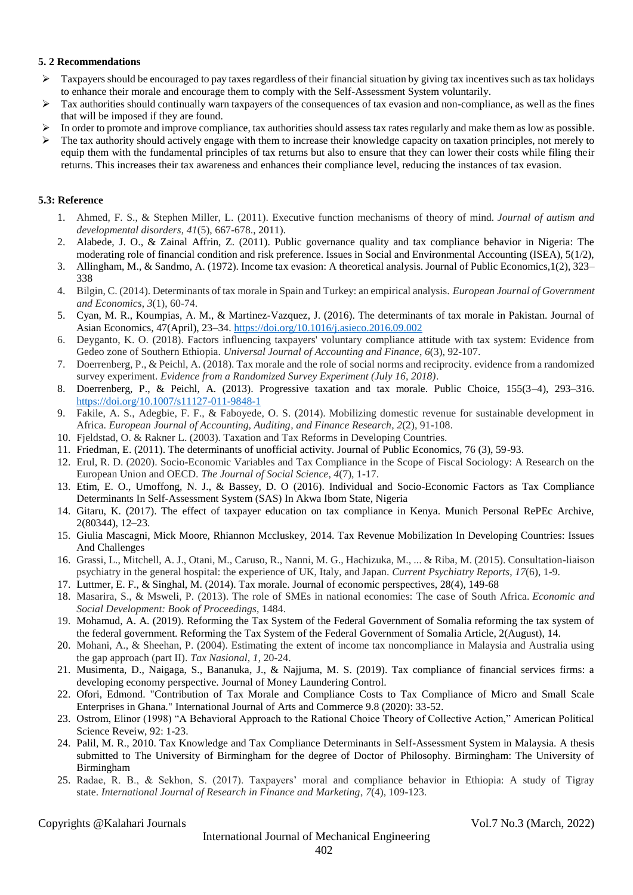### 5. 2 Recommendations

- Taxpayers should be encouraged to pay taxes regardless of their financial situation by giving tax incentives such as tax holidays to enhance their morale and encourage them to comply with the Self-Assessment System voluntarily.
- Tax authorities should continually warn taxpayers of the consequences of tax evasion and non-compliance, as well as the fines that will be imposed if they are found.
- In order to promote and improve compliance, tax authorities should assess tax rates regularly and make them as low as possible.
- The tax authority should actively engage with them to increase their knowledge capacity on taxation principles, not merely to equip them with the fundamental principles of tax returns but also to ensure that they can lower their costs while filing their returns. This increases their tax awareness and enhances their compliance level, reducing the instances of tax evasion.

### 5.3: Reference

1. Ahmed, F. S., & Stephen Miller, L. (2011). Executive function mechanisms of theory of mind. *Journal of autism and developmental disorders*, *41*(5), 667-678., 2011).
2. Alabede, J. O., & Zainal Affrin, Z. (2011). Public governance quality and tax compliance behavior in Nigeria: The moderating role of financial condition and risk preference. Issues in Social and Environmental Accounting (ISEA), 5(1/2),
3. Allingham, M., & Sandmo, A. (1972). Income tax evasion: A theoretical analysis. Journal of Public Economics,1(2), 323–338
4. Bilgin, C. (2014). Determinants of tax morale in Spain and Turkey: an empirical analysis. *European Journal of Government and Economics*, *3*(1), 60-74.
5. Cyan, M. R., Koumpias, A. M., & Martinez-Vazquez, J. (2016). The determinants of tax morale in Pakistan. Journal of Asian Economics, 47(April), 23–34. https://doi.org/10.1016/j.asieco.2016.09.002
6. Deyganto, K. O. (2018). Factors influencing taxpayers' voluntary compliance attitude with tax system: Evidence from Gedeo zone of Southern Ethiopia. *Universal Journal of Accounting and Finance*, *6*(3), 92-107.
7. Doerrenberg, P., & Peichl, A. (2018). Tax morale and the role of social norms and reciprocity. evidence from a randomized survey experiment. *Evidence from a Randomized Survey Experiment (July 16, 2018)*.
8. Doerrenberg, P., & Peichl, A. (2013). Progressive taxation and tax morale. Public Choice, 155(3–4), 293–316. https://doi.org/10.1007/s11127-011-9848-1
9. Fakile, A. S., Adegbie, F. F., & Faboyede, O. S. (2014). Mobilizing domestic revenue for sustainable development in Africa. *European Journal of Accounting, Auditing, and Finance Research*, *2*(2), 91-108.
10. Fjeldstad, O. & Rakner L. (2003). Taxation and Tax Reforms in Developing Countries.
11. Friedman, E. (2011). The determinants of unofficial activity. Journal of Public Economics, 76 (3), 59-93.
12. Erul, R. D. (2020). Socio-Economic Variables and Tax Compliance in the Scope of Fiscal Sociology: A Research on the European Union and OECD. *The Journal of Social Science*, *4*(7), 1-17.
13. Etim, E. O., Umoffong, N. J., & Bassey, D. O (2016). Individual and Socio-Economic Factors as Tax Compliance Determinants In Self-Assessment System (SAS) In Akwa Ibom State, Nigeria
14. Gitaru, K. (2017). The effect of taxpayer education on tax compliance in Kenya. Munich Personal RePEc Archive, 2(80344), 12–23.
15. Giulia Mascagni, Mick Moore, Rhiannon Mccluskey, 2014. Tax Revenue Mobilization In Developing Countries: Issues And Challenges
16. Grassi, L., Mitchell, A. J., Otani, M., Caruso, R., Nanni, M. G., Hachizuka, M., ... & Riba, M. (2015). Consultation-liaison psychiatry in the general hospital: the experience of UK, Italy, and Japan. *Current Psychiatry Reports*, *17*(6), 1-9.
17. Luttmer, E. F., & Singhal, M. (2014). Tax morale. Journal of economic perspectives, 28(4), 149-68
18. Masarira, S., & Msweli, P. (2013). The role of SMEs in national economies: The case of South Africa. *Economic and Social Development: Book of Proceedings*, 1484.
19. Mohamud, A. A. (2019). Reforming the Tax System of the Federal Government of Somalia reforming the tax system of the federal government. Reforming the Tax System of the Federal Government of Somalia Article, 2(August), 14.
20. Mohani, A., & Sheehan, P. (2004). Estimating the extent of income tax noncompliance in Malaysia and Australia using the gap approach (part II). *Tax Nasional*, *1*, 20-24.
21. Musimenta, D., Naigaga, S., Bananuka, J., & Najjuma, M. S. (2019). Tax compliance of financial services firms: a developing economy perspective. Journal of Money Laundering Control.
22. Ofori, Edmond. "Contribution of Tax Morale and Compliance Costs to Tax Compliance of Micro and Small Scale Enterprises in Ghana." International Journal of Arts and Commerce 9.8 (2020): 33-52.
23. Ostrom, Elinor (1998) "A Behavioral Approach to the Rational Choice Theory of Collective Action," American Political Science Reveiw, 92: 1-23.
24. Palil, M. R., 2010. Tax Knowledge and Tax Compliance Determinants in Self-Assessment System in Malaysia. A thesis submitted to The University of Birmingham for the degree of Doctor of Philosophy. Birmingham: The University of Birmingham
25. Radae, R. B., & Sekhon, S. (2017). Taxpayers' moral and compliance behavior in Ethiopia: A study of Tigray state. *International Journal of Research in Finance and Marketing*, *7*(4), 109-123.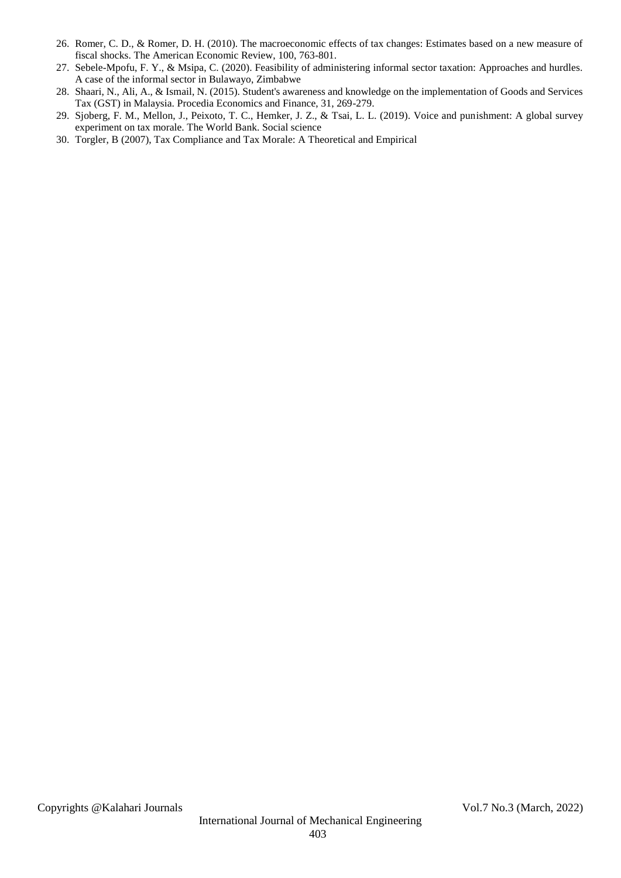26. Romer, C. D., & Romer, D. H. (2010). The macroeconomic effects of tax changes: Estimates based on a new measure of fiscal shocks. The American Economic Review, 100, 763-801.
27. Sebele-Mpofu, F. Y., & Msipa, C. (2020). Feasibility of administering informal sector taxation: Approaches and hurdles. A case of the informal sector in Bulawayo, Zimbabwe
28. Shaari, N., Ali, A., & Ismail, N. (2015). Student's awareness and knowledge on the implementation of Goods and Services Tax (GST) in Malaysia. Procedia Economics and Finance, 31, 269-279.
29. Sjoberg, F. M., Mellon, J., Peixoto, T. C., Hemker, J. Z., & Tsai, L. L. (2019). Voice and punishment: A global survey experiment on tax morale. The World Bank. Social science
30. Torgler, B (2007), Tax Compliance and Tax Morale: A Theoretical and Empirical